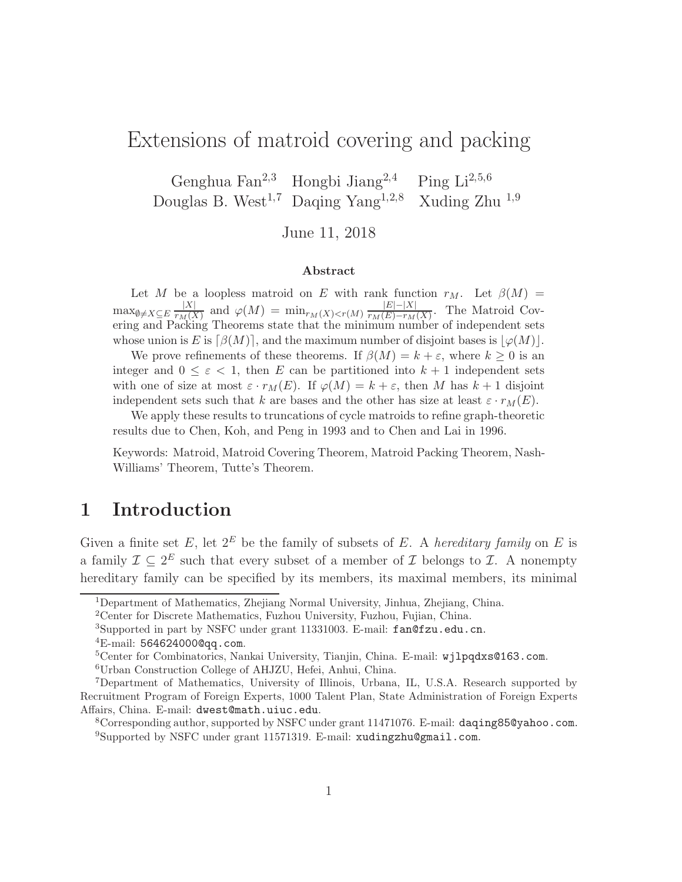# Extensions of matroid covering and packing

Genghua Fan[2,3] Hongbi Jiang[2,4] Ping Li[2,5,6]
Douglas B. West[1,7] Daqing Yang[1,2,8] Xuding Zhu [1,9]

June 11, 2018

### Abstract

Let $M$ be a loopless matroid on $E$ with rank function $r_M$. Let $\beta(M) = \max_{\emptyset \neq X \subseteq E} \frac{|X|}{r_M(X)}$ and $\varphi(M) = \min_{r_M(X)<r(M)} \frac{|E|-|X|}{r_M(E)-r_M(X)}$. The Matroid Covering and Packing Theorems state that the minimum number of independent sets whose union is $E$ is $\lceil \beta(M) \rceil$, and the maximum number of disjoint bases is $\lfloor \varphi(M) \rfloor$.

We prove refinements of these theorems. If $\beta(M) = k + \varepsilon$, where $k \geq 0$ is an integer and $0 \leq \varepsilon < 1$, then $E$ can be partitioned into $k+1$ independent sets with one of size at most $\varepsilon \cdot r_M(E)$. If $\varphi(M) = k + \varepsilon$, then $M$ has $k+1$ disjoint independent sets such that $k$ are bases and the other has size at least $\varepsilon \cdot r_M(E)$.

We apply these results to truncations of cycle matroids to refine graph-theoretic results due to Chen, Koh, and Peng in 1993 and to Chen and Lai in 1996.

Keywords: Matroid, Matroid Covering Theorem, Matroid Packing Theorem, Nash-Williams' Theorem, Tutte's Theorem.

## 1 Introduction

Given a finite set $E$, let $2^E$ be the family of subsets of $E$. A *hereditary family* on $E$ is a family $\mathcal{I} \subseteq 2^E$ such that every subset of a member of $\mathcal{I}$ belongs to $\mathcal{I}$. A nonempty hereditary family can be specified by its members, its maximal members, its minimal

---

[1]Department of Mathematics, Zhejiang Normal University, Jinhua, Zhejiang, China.

[2]Center for Discrete Mathematics, Fuzhou University, Fuzhou, Fujian, China.

[3]Supported in part by NSFC under grant 11331003. E-mail: fan@fzu.edu.cn.

[4]E-mail: 564624000@qq.com.

[5]Center for Combinatorics, Nankai University, Tianjin, China. E-mail: wjlpqdxs@163.com.

[6]Urban Construction College of AHJZU, Hefei, Anhui, China.

[7]Department of Mathematics, University of Illinois, Urbana, IL, U.S.A. Research supported by Recruitment Program of Foreign Experts, 1000 Talent Plan, State Administration of Foreign Experts Affairs, China. E-mail: dwest@math.uiuc.edu.

[8]Corresponding author, supported by NSFC under grant 11471076. E-mail: daqing85@yahoo.com.

[9]Supported by NSFC under grant 11571319. E-mail: xudingzhu@gmail.com.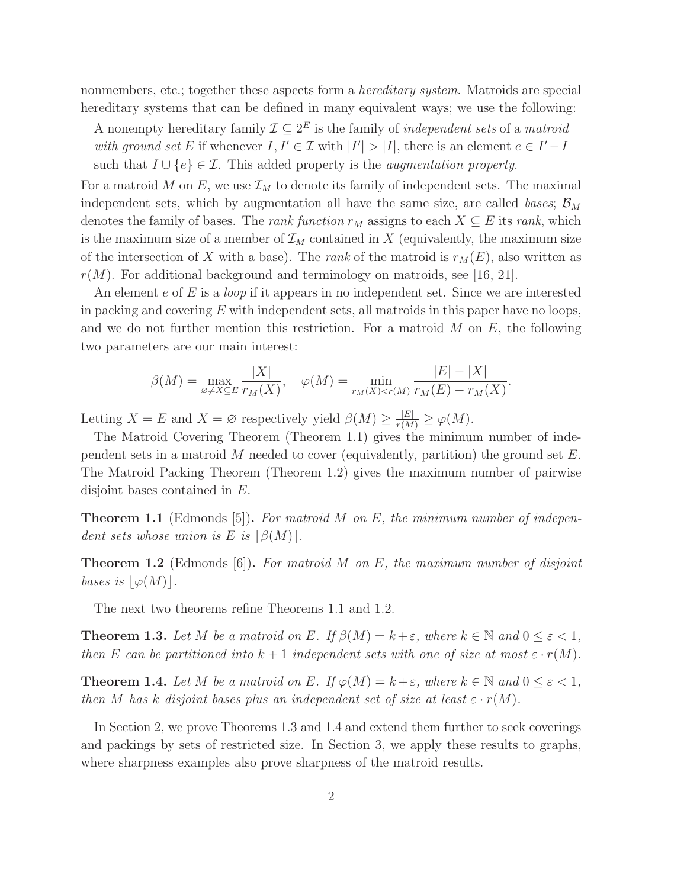nonmembers, etc.; together these aspects form a *hereditary system*. Matroids are special hereditary systems that can be defined in many equivalent ways; we use the following:

A nonempty hereditary family $\mathcal{I} \subseteq 2^E$ is the family of *independent sets* of a *matroid with ground set* $E$ if whenever $I, I' \in \mathcal{I}$ with $|I'| > |I|$, there is an element $e \in I' - I$ such that $I \cup \{e\} \in \mathcal{I}$. This added property is the *augmentation property*.

For a matroid $M$ on $E$, we use $\mathcal{I}_M$ to denote its family of independent sets. The maximal independent sets, which by augmentation all have the same size, are called *bases*; $\mathcal{B}_M$ denotes the family of bases. The *rank function* $r_M$ assigns to each $X \subseteq E$ its *rank*, which is the maximum size of a member of $\mathcal{I}_M$ contained in $X$ (equivalently, the maximum size of the intersection of $X$ with a base). The *rank* of the matroid is $r_M(E)$, also written as $r(M)$. For additional background and terminology on matroids, see [16, 21].

An element $e$ of $E$ is a *loop* if it appears in no independent set. Since we are interested in packing and covering $E$ with independent sets, all matroids in this paper have no loops, and we do not further mention this restriction. For a matroid $M$ on $E$, the following two parameters are our main interest:

$$\beta(M) = \max_{\varnothing \neq X \subseteq E} \frac{|X|}{r_M(X)}, \quad \varphi(M) = \min_{r_M(X) < r(M)} \frac{|E| - |X|}{r_M(E) - r_M(X)}.$$

Letting $X = E$ and $X = \varnothing$ respectively yield $\beta(M) \geq \frac{|E|}{r(M)} \geq \varphi(M)$.

The Matroid Covering Theorem (Theorem 1.1) gives the minimum number of independent sets in a matroid $M$ needed to cover (equivalently, partition) the ground set $E$. The Matroid Packing Theorem (Theorem 1.2) gives the maximum number of pairwise disjoint bases contained in $E$.

**Theorem 1.1** (Edmonds [5])**.** *For matroid $M$ on $E$, the minimum number of independent sets whose union is $E$ is $\lceil \beta(M) \rceil$.*

**Theorem 1.2** (Edmonds [6])**.** *For matroid $M$ on $E$, the maximum number of disjoint bases is $\lfloor \varphi(M) \rfloor$.*

The next two theorems refine Theorems 1.1 and 1.2.

**Theorem 1.3.** *Let $M$ be a matroid on $E$. If $\beta(M) = k + \varepsilon$, where $k \in \mathbb{N}$ and $0 \leq \varepsilon < 1$, then $E$ can be partitioned into $k + 1$ independent sets with one of size at most $\varepsilon \cdot r(M)$.*

**Theorem 1.4.** *Let $M$ be a matroid on $E$. If $\varphi(M) = k + \varepsilon$, where $k \in \mathbb{N}$ and $0 \leq \varepsilon < 1$, then $M$ has $k$ disjoint bases plus an independent set of size at least $\varepsilon \cdot r(M)$.*

In Section 2, we prove Theorems 1.3 and 1.4 and extend them further to seek coverings and packings by sets of restricted size. In Section 3, we apply these results to graphs, where sharpness examples also prove sharpness of the matroid results.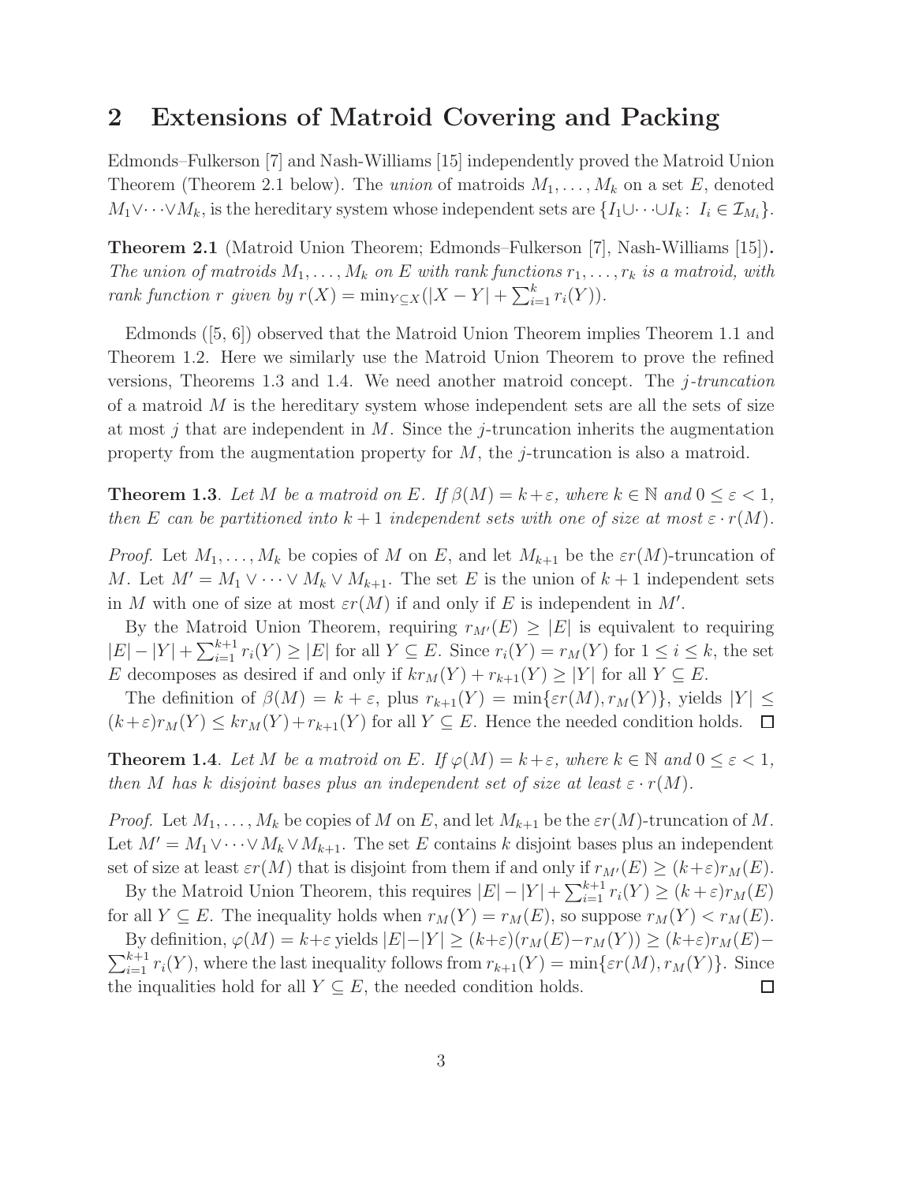## 2 Extensions of Matroid Covering and Packing

Edmonds–Fulkerson [7] and Nash-Williams [15] independently proved the Matroid Union Theorem (Theorem 2.1 below). The *union* of matroids $M_1, \ldots, M_k$ on a set $E$, denoted $M_1 \vee \cdots \vee M_k$, is the hereditary system whose independent sets are $\{I_1 \cup \cdots \cup I_k \colon I_i \in \mathcal{I}_{M_i}\}$.

**Theorem 2.1** (Matroid Union Theorem; Edmonds–Fulkerson [7], Nash-Williams [15])**.** *The union of matroids $M_1, \ldots, M_k$ on $E$ with rank functions $r_1, \ldots, r_k$ is a matroid, with rank function $r$ given by $r(X) = \min_{Y \subseteq X}(|X - Y| + \sum_{i=1}^{k} r_i(Y))$.*

Edmonds ([5, 6]) observed that the Matroid Union Theorem implies Theorem 1.1 and Theorem 1.2. Here we similarly use the Matroid Union Theorem to prove the refined versions, Theorems 1.3 and 1.4. We need another matroid concept. The *$j$-truncation* of a matroid $M$ is the hereditary system whose independent sets are all the sets of size at most $j$ that are independent in $M$. Since the $j$-truncation inherits the augmentation property from the augmentation property for $M$, the $j$-truncation is also a matroid.

**Theorem 1.3**. *Let $M$ be a matroid on $E$. If $\beta(M) = k + \varepsilon$, where $k \in \mathbb{N}$ and $0 \le \varepsilon < 1$, then $E$ can be partitioned into $k + 1$ independent sets with one of size at most $\varepsilon \cdot r(M)$.*

*Proof.* Let $M_1, \ldots, M_k$ be copies of $M$ on $E$, and let $M_{k+1}$ be the $\varepsilon r(M)$-truncation of $M$. Let $M' = M_1 \vee \cdots \vee M_k \vee M_{k+1}$. The set $E$ is the union of $k + 1$ independent sets in $M$ with one of size at most $\varepsilon r(M)$ if and only if $E$ is independent in $M'$.

By the Matroid Union Theorem, requiring $r_{M'}(E) \ge |E|$ is equivalent to requiring $|E| - |Y| + \sum_{i=1}^{k+1} r_i(Y) \ge |E|$ for all $Y \subseteq E$. Since $r_i(Y) = r_M(Y)$ for $1 \le i \le k$, the set $E$ decomposes as desired if and only if $kr_M(Y) + r_{k+1}(Y) \ge |Y|$ for all $Y \subseteq E$.

The definition of $\beta(M) = k + \varepsilon$, plus $r_{k+1}(Y) = \min\{\varepsilon r(M), r_M(Y)\}$, yields $|Y| \le (k+\varepsilon) r_M(Y) \le k r_M(Y) + r_{k+1}(Y)$ for all $Y \subseteq E$. Hence the needed condition holds. □

**Theorem 1.4**. *Let $M$ be a matroid on $E$. If $\varphi(M) = k + \varepsilon$, where $k \in \mathbb{N}$ and $0 \le \varepsilon < 1$, then $M$ has $k$ disjoint bases plus an independent set of size at least $\varepsilon \cdot r(M)$.*

*Proof.* Let $M_1, \ldots, M_k$ be copies of $M$ on $E$, and let $M_{k+1}$ be the $\varepsilon r(M)$-truncation of $M$. Let $M' = M_1 \vee \cdots \vee M_k \vee M_{k+1}$. The set $E$ contains $k$ disjoint bases plus an independent set of size at least $\varepsilon r(M)$ that is disjoint from them if and only if $r_{M'}(E) \ge (k+\varepsilon) r_M(E)$.

By the Matroid Union Theorem, this requires $|E| - |Y| + \sum_{i=1}^{k+1} r_i(Y) \ge (k + \varepsilon) r_M(E)$ for all $Y \subseteq E$. The inequality holds when $r_M(Y) = r_M(E)$, so suppose $r_M(Y) < r_M(E)$.

By definition, $\varphi(M) = k+\varepsilon$ yields $|E| - |Y| \ge (k+\varepsilon)(r_M(E) - r_M(Y)) \ge (k+\varepsilon) r_M(E) - \sum_{i=1}^{k+1} r_i(Y)$, where the last inequality follows from $r_{k+1}(Y) = \min\{\varepsilon r(M), r_M(Y)\}$. Since the inqualities hold for all $Y \subseteq E$, the needed condition holds. □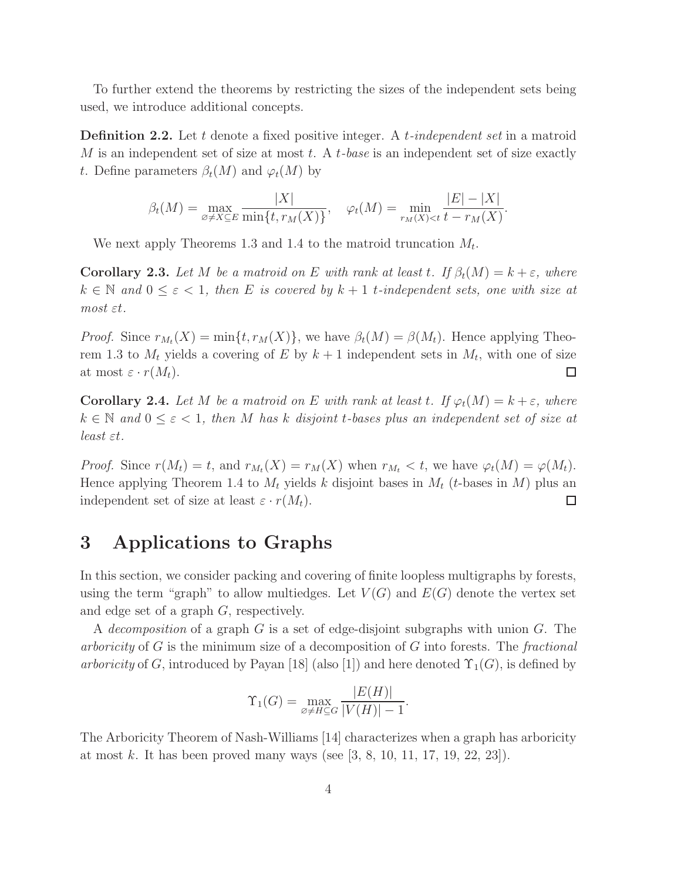To further extend the theorems by restricting the sizes of the independent sets being used, we introduce additional concepts.

**Definition 2.2.** Let $t$ denote a fixed positive integer. A *$t$-independent set* in a matroid $M$ is an independent set of size at most $t$. A *$t$-base* is an independent set of size exactly $t$. Define parameters $\beta_t(M)$ and $\varphi_t(M)$ by

$$\beta_t(M) = \max_{\varnothing \neq X \subseteq E} \frac{|X|}{\min\{t, r_M(X)\}}, \quad \varphi_t(M) = \min_{r_M(X) < t} \frac{|E| - |X|}{t - r_M(X)}.$$

We next apply Theorems 1.3 and 1.4 to the matroid truncation $M_t$.

**Corollary 2.3.** *Let $M$ be a matroid on $E$ with rank at least $t$. If $\beta_t(M) = k + \varepsilon$, where $k \in \mathbb{N}$ and $0 \leq \varepsilon < 1$, then $E$ is covered by $k + 1$ $t$-independent sets, one with size at most $\varepsilon t$.*

*Proof.* Since $r_{M_t}(X) = \min\{t, r_M(X)\}$, we have $\beta_t(M) = \beta(M_t)$. Hence applying Theorem 1.3 to $M_t$ yields a covering of $E$ by $k + 1$ independent sets in $M_t$, with one of size at most $\varepsilon \cdot r(M_t)$. □

**Corollary 2.4.** *Let $M$ be a matroid on $E$ with rank at least $t$. If $\varphi_t(M) = k + \varepsilon$, where $k \in \mathbb{N}$ and $0 \leq \varepsilon < 1$, then $M$ has $k$ disjoint $t$-bases plus an independent set of size at least $\varepsilon t$.*

*Proof.* Since $r(M_t) = t$, and $r_{M_t}(X) = r_M(X)$ when $r_{M_t} < t$, we have $\varphi_t(M) = \varphi(M_t)$. Hence applying Theorem 1.4 to $M_t$ yields $k$ disjoint bases in $M_t$ ($t$-bases in $M$) plus an independent set of size at least $\varepsilon \cdot r(M_t)$. □

# 3 Applications to Graphs

In this section, we consider packing and covering of finite loopless multigraphs by forests, using the term "graph" to allow multiedges. Let $V(G)$ and $E(G)$ denote the vertex set and edge set of a graph $G$, respectively.

A *decomposition* of a graph $G$ is a set of edge-disjoint subgraphs with union $G$. The *arboricity* of $G$ is the minimum size of a decomposition of $G$ into forests. The *fractional arboricity* of $G$, introduced by Payan [18] (also [1]) and here denoted $\Upsilon_1(G)$, is defined by

$$\Upsilon_1(G) = \max_{\varnothing \neq H \subseteq G} \frac{|E(H)|}{|V(H)| - 1}.$$

The Arboricity Theorem of Nash-Williams [14] characterizes when a graph has arboricity at most $k$. It has been proved many ways (see [3, 8, 10, 11, 17, 19, 22, 23]).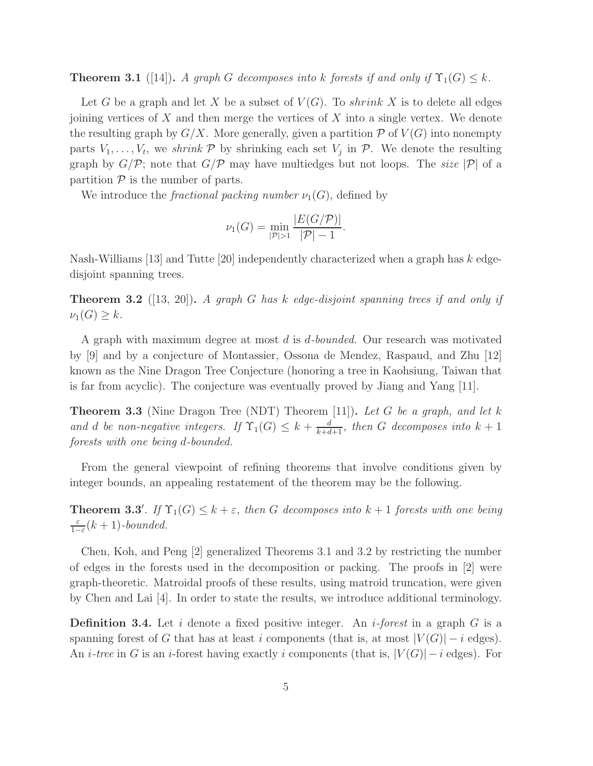**Theorem 3.1** ([14])**.** *A graph $G$ decomposes into $k$ forests if and only if $\Upsilon_1(G) \leq k$.*

Let $G$ be a graph and let $X$ be a subset of $V(G)$. To *shrink* $X$ is to delete all edges joining vertices of $X$ and then merge the vertices of $X$ into a single vertex. We denote the resulting graph by $G/X$. More generally, given a partition $\mathcal{P}$ of $V(G)$ into nonempty parts $V_1, \ldots, V_t$, we *shrink* $\mathcal{P}$ by shrinking each set $V_j$ in $\mathcal{P}$. We denote the resulting graph by $G/\mathcal{P}$; note that $G/\mathcal{P}$ may have multiedges but not loops. The *size* $|\mathcal{P}|$ of a partition $\mathcal{P}$ is the number of parts.

We introduce the *fractional packing number* $\nu_1(G)$, defined by

$$\nu_1(G) = \min_{|\mathcal{P}|>1} \frac{|E(G/\mathcal{P})|}{|\mathcal{P}| - 1}.$$

Nash-Williams [13] and Tutte [20] independently characterized when a graph has $k$ edge-disjoint spanning trees.

**Theorem 3.2** ([13, 20])**.** *A graph $G$ has $k$ edge-disjoint spanning trees if and only if $\nu_1(G) \geq k$.*

A graph with maximum degree at most $d$ is *$d$-bounded*. Our research was motivated by [9] and by a conjecture of Montassier, Ossona de Mendez, Raspaud, and Zhu [12] known as the Nine Dragon Tree Conjecture (honoring a tree in Kaohsiung, Taiwan that is far from acyclic). The conjecture was eventually proved by Jiang and Yang [11].

**Theorem 3.3** (Nine Dragon Tree (NDT) Theorem [11])**.** *Let $G$ be a graph, and let $k$ and $d$ be non-negative integers. If $\Upsilon_1(G) \leq k + \frac{d}{k+d+1}$, then $G$ decomposes into $k+1$ forests with one being $d$-bounded.*

From the general viewpoint of refining theorems that involve conditions given by integer bounds, an appealing restatement of the theorem may be the following.

**Theorem 3.3′**. *If $\Upsilon_1(G) \leq k + \varepsilon$, then $G$ decomposes into $k+1$ forests with one being $\frac{\varepsilon}{1-\varepsilon}(k+1)$-bounded.*

Chen, Koh, and Peng [2] generalized Theorems 3.1 and 3.2 by restricting the number of edges in the forests used in the decomposition or packing. The proofs in [2] were graph-theoretic. Matroidal proofs of these results, using matroid truncation, were given by Chen and Lai [4]. In order to state the results, we introduce additional terminology.

**Definition 3.4.** Let $i$ denote a fixed positive integer. An *$i$-forest* in a graph $G$ is a spanning forest of $G$ that has at least $i$ components (that is, at most $|V(G)| - i$ edges). An *$i$-tree* in $G$ is an $i$-forest having exactly $i$ components (that is, $|V(G)| - i$ edges). For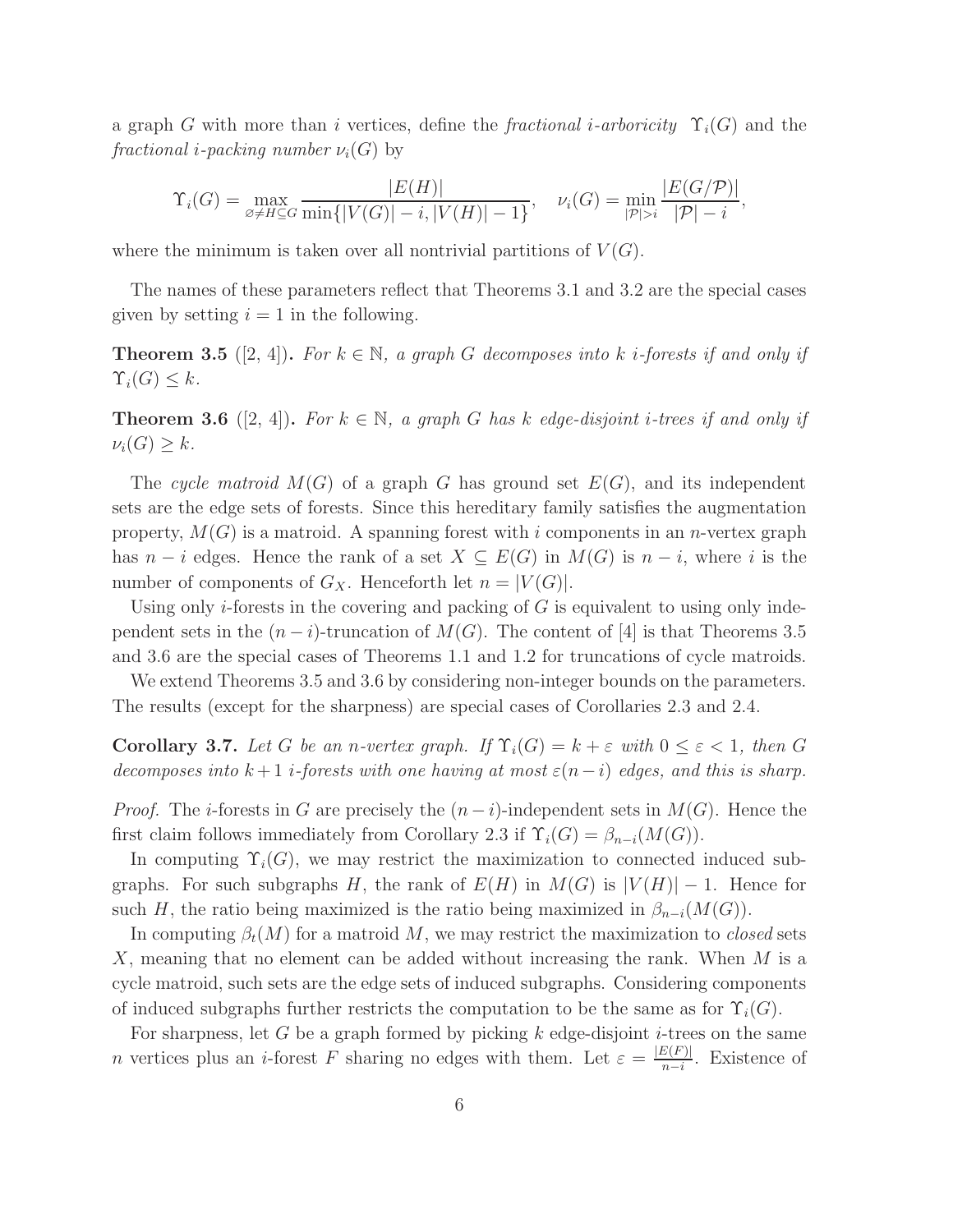a graph $G$ with more than $i$ vertices, define the *fractional $i$-arboricity* $\Upsilon_i(G)$ and the *fractional $i$-packing number* $\nu_i(G)$ by

$$\Upsilon_i(G) = \max_{\varnothing \neq H \subseteq G} \frac{|E(H)|}{\min\{|V(G)| - i, |V(H)| - 1\}}, \quad \nu_i(G) = \min_{|\mathcal{P}| > i} \frac{|E(G/\mathcal{P})|}{|\mathcal{P}| - i},$$

where the minimum is taken over all nontrivial partitions of $V(G)$.

The names of these parameters reflect that Theorems 3.1 and 3.2 are the special cases given by setting $i = 1$ in the following.

**Theorem 3.5** ([2, 4]). *For $k \in \mathbb{N}$, a graph $G$ decomposes into $k$ $i$-forests if and only if $\Upsilon_i(G) \leq k$.*

**Theorem 3.6** ([2, 4]). *For $k \in \mathbb{N}$, a graph $G$ has $k$ edge-disjoint $i$-trees if and only if $\nu_i(G) \geq k$.*

The *cycle matroid* $M(G)$ of a graph $G$ has ground set $E(G)$, and its independent sets are the edge sets of forests. Since this hereditary family satisfies the augmentation property, $M(G)$ is a matroid. A spanning forest with $i$ components in an $n$-vertex graph has $n - i$ edges. Hence the rank of a set $X \subseteq E(G)$ in $M(G)$ is $n - i$, where $i$ is the number of components of $G_X$. Henceforth let $n = |V(G)|$.

Using only $i$-forests in the covering and packing of $G$ is equivalent to using only independent sets in the $(n-i)$-truncation of $M(G)$. The content of [4] is that Theorems 3.5 and 3.6 are the special cases of Theorems 1.1 and 1.2 for truncations of cycle matroids.

We extend Theorems 3.5 and 3.6 by considering non-integer bounds on the parameters. The results (except for the sharpness) are special cases of Corollaries 2.3 and 2.4.

**Corollary 3.7.** *Let $G$ be an $n$-vertex graph. If $\Upsilon_i(G) = k + \varepsilon$ with $0 \leq \varepsilon < 1$, then $G$ decomposes into $k+1$ $i$-forests with one having at most $\varepsilon(n-i)$ edges, and this is sharp.*

*Proof.* The $i$-forests in $G$ are precisely the $(n-i)$-independent sets in $M(G)$. Hence the first claim follows immediately from Corollary 2.3 if $\Upsilon_i(G) = \beta_{n-i}(M(G))$.

In computing $\Upsilon_i(G)$, we may restrict the maximization to connected induced subgraphs. For such subgraphs $H$, the rank of $E(H)$ in $M(G)$ is $|V(H)| - 1$. Hence for such $H$, the ratio being maximized is the ratio being maximized in $\beta_{n-i}(M(G))$.

In computing $\beta_t(M)$ for a matroid $M$, we may restrict the maximization to *closed* sets $X$, meaning that no element can be added without increasing the rank. When $M$ is a cycle matroid, such sets are the edge sets of induced subgraphs. Considering components of induced subgraphs further restricts the computation to be the same as for $\Upsilon_i(G)$.

For sharpness, let $G$ be a graph formed by picking $k$ edge-disjoint $i$-trees on the same $n$ vertices plus an $i$-forest $F$ sharing no edges with them. Let $\varepsilon = \frac{|E(F)|}{n-i}$. Existence of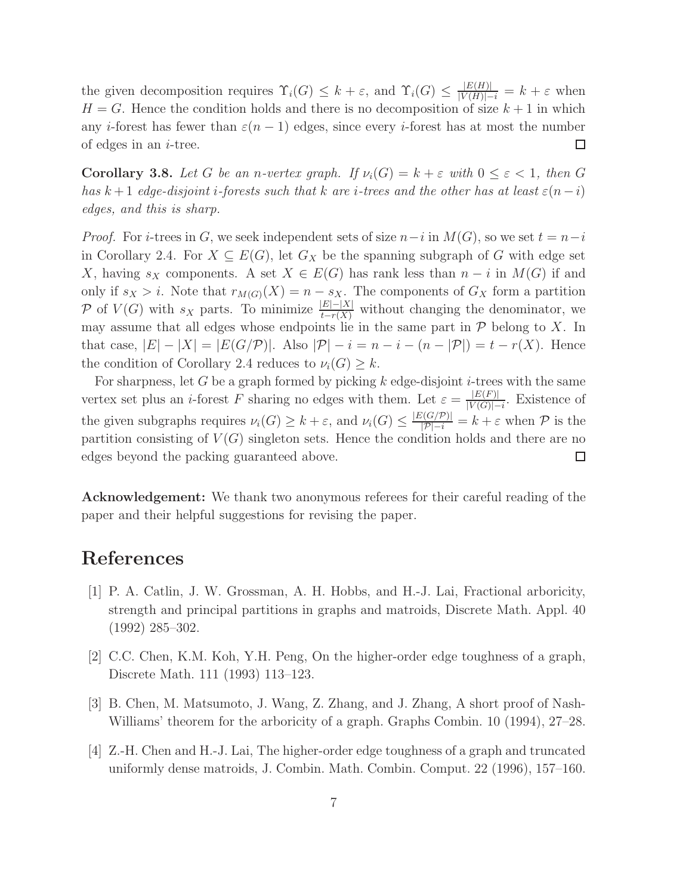the given decomposition requires $\Upsilon_i(G) \le k+\varepsilon$, and $\Upsilon_i(G) \le \frac{|E(H)|}{|V(H)|-i} = k+\varepsilon$ when $H = G$. Hence the condition holds and there is no decomposition of size $k+1$ in which any $i$-forest has fewer than $\varepsilon(n-1)$ edges, since every $i$-forest has at most the number of edges in an $i$-tree. $\square$

**Corollary 3.8.** *Let $G$ be an $n$-vertex graph. If $\nu_i(G) = k+\varepsilon$ with $0 \le \varepsilon < 1$, then $G$ has $k+1$ edge-disjoint $i$-forests such that $k$ are $i$-trees and the other has at least $\varepsilon(n-i)$ edges, and this is sharp.*

*Proof.* For $i$-trees in $G$, we seek independent sets of size $n-i$ in $M(G)$, so we set $t = n-i$ in Corollary 2.4. For $X \subseteq E(G)$, let $G_X$ be the spanning subgraph of $G$ with edge set $X$, having $s_X$ components. A set $X \in E(G)$ has rank less than $n-i$ in $M(G)$ if and only if $s_X > i$. Note that $r_{M(G)}(X) = n - s_X$. The components of $G_X$ form a partition $\mathcal{P}$ of $V(G)$ with $s_X$ parts. To minimize $\frac{|E|-|X|}{t-r(X)}$ without changing the denominator, we may assume that all edges whose endpoints lie in the same part in $\mathcal{P}$ belong to $X$. In that case, $|E| - |X| = |E(G/\mathcal{P})|$. Also $|\mathcal{P}| - i = n - i - (n - |\mathcal{P}|) = t - r(X)$. Hence the condition of Corollary 2.4 reduces to $\nu_i(G) \ge k$.

For sharpness, let $G$ be a graph formed by picking $k$ edge-disjoint $i$-trees with the same vertex set plus an $i$-forest $F$ sharing no edges with them. Let $\varepsilon = \frac{|E(F)|}{|V(G)|-i}$. Existence of the given subgraphs requires $\nu_i(G) \ge k+\varepsilon$, and $\nu_i(G) \le \frac{|E(G/\mathcal{P})|}{|\mathcal{P}|-i} = k+\varepsilon$ when $\mathcal{P}$ is the partition consisting of $V(G)$ singleton sets. Hence the condition holds and there are no edges beyond the packing guaranteed above. $\square$

**Acknowledgement:** We thank two anonymous referees for their careful reading of the paper and their helpful suggestions for revising the paper.

# References

[1] P. A. Catlin, J. W. Grossman, A. H. Hobbs, and H.-J. Lai, Fractional arboricity, strength and principal partitions in graphs and matroids, Discrete Math. Appl. 40 (1992) 285–302.

[2] C.C. Chen, K.M. Koh, Y.H. Peng, On the higher-order edge toughness of a graph, Discrete Math. 111 (1993) 113–123.

[3] B. Chen, M. Matsumoto, J. Wang, Z. Zhang, and J. Zhang, A short proof of Nash-Williams' theorem for the arboricity of a graph. Graphs Combin. 10 (1994), 27–28.

[4] Z.-H. Chen and H.-J. Lai, The higher-order edge toughness of a graph and truncated uniformly dense matroids, J. Combin. Math. Combin. Comput. 22 (1996), 157–160.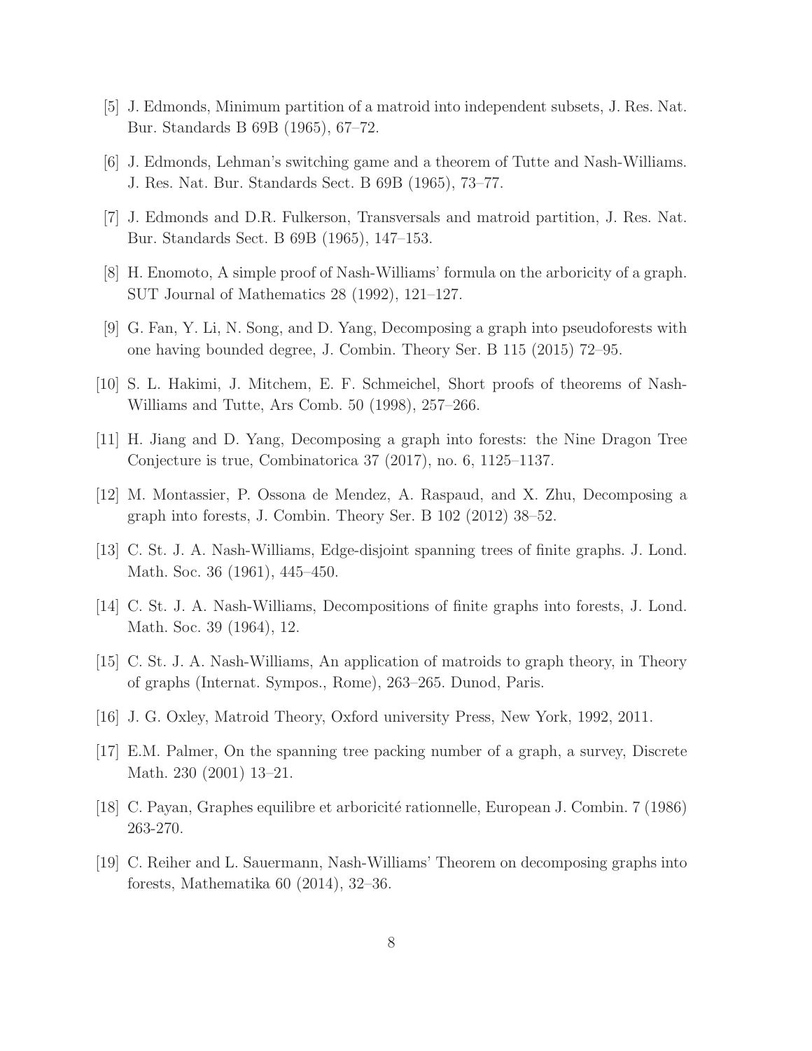[5] J. Edmonds, Minimum partition of a matroid into independent subsets, J. Res. Nat. Bur. Standards B 69B (1965), 67–72.

[6] J. Edmonds, Lehman's switching game and a theorem of Tutte and Nash-Williams. J. Res. Nat. Bur. Standards Sect. B 69B (1965), 73–77.

[7] J. Edmonds and D.R. Fulkerson, Transversals and matroid partition, J. Res. Nat. Bur. Standards Sect. B 69B (1965), 147–153.

[8] H. Enomoto, A simple proof of Nash-Williams' formula on the arboricity of a graph. SUT Journal of Mathematics 28 (1992), 121–127.

[9] G. Fan, Y. Li, N. Song, and D. Yang, Decomposing a graph into pseudoforests with one having bounded degree, J. Combin. Theory Ser. B 115 (2015) 72–95.

[10] S. L. Hakimi, J. Mitchem, E. F. Schmeichel, Short proofs of theorems of Nash-Williams and Tutte, Ars Comb. 50 (1998), 257–266.

[11] H. Jiang and D. Yang, Decomposing a graph into forests: the Nine Dragon Tree Conjecture is true, Combinatorica 37 (2017), no. 6, 1125–1137.

[12] M. Montassier, P. Ossona de Mendez, A. Raspaud, and X. Zhu, Decomposing a graph into forests, J. Combin. Theory Ser. B 102 (2012) 38–52.

[13] C. St. J. A. Nash-Williams, Edge-disjoint spanning trees of finite graphs. J. Lond. Math. Soc. 36 (1961), 445–450.

[14] C. St. J. A. Nash-Williams, Decompositions of finite graphs into forests, J. Lond. Math. Soc. 39 (1964), 12.

[15] C. St. J. A. Nash-Williams, An application of matroids to graph theory, in Theory of graphs (Internat. Sympos., Rome), 263–265. Dunod, Paris.

[16] J. G. Oxley, Matroid Theory, Oxford university Press, New York, 1992, 2011.

[17] E.M. Palmer, On the spanning tree packing number of a graph, a survey, Discrete Math. 230 (2001) 13–21.

[18] C. Payan, Graphes equilibre et arboricité rationnelle, European J. Combin. 7 (1986) 263-270.

[19] C. Reiher and L. Sauermann, Nash-Williams' Theorem on decomposing graphs into forests, Mathematika 60 (2014), 32–36.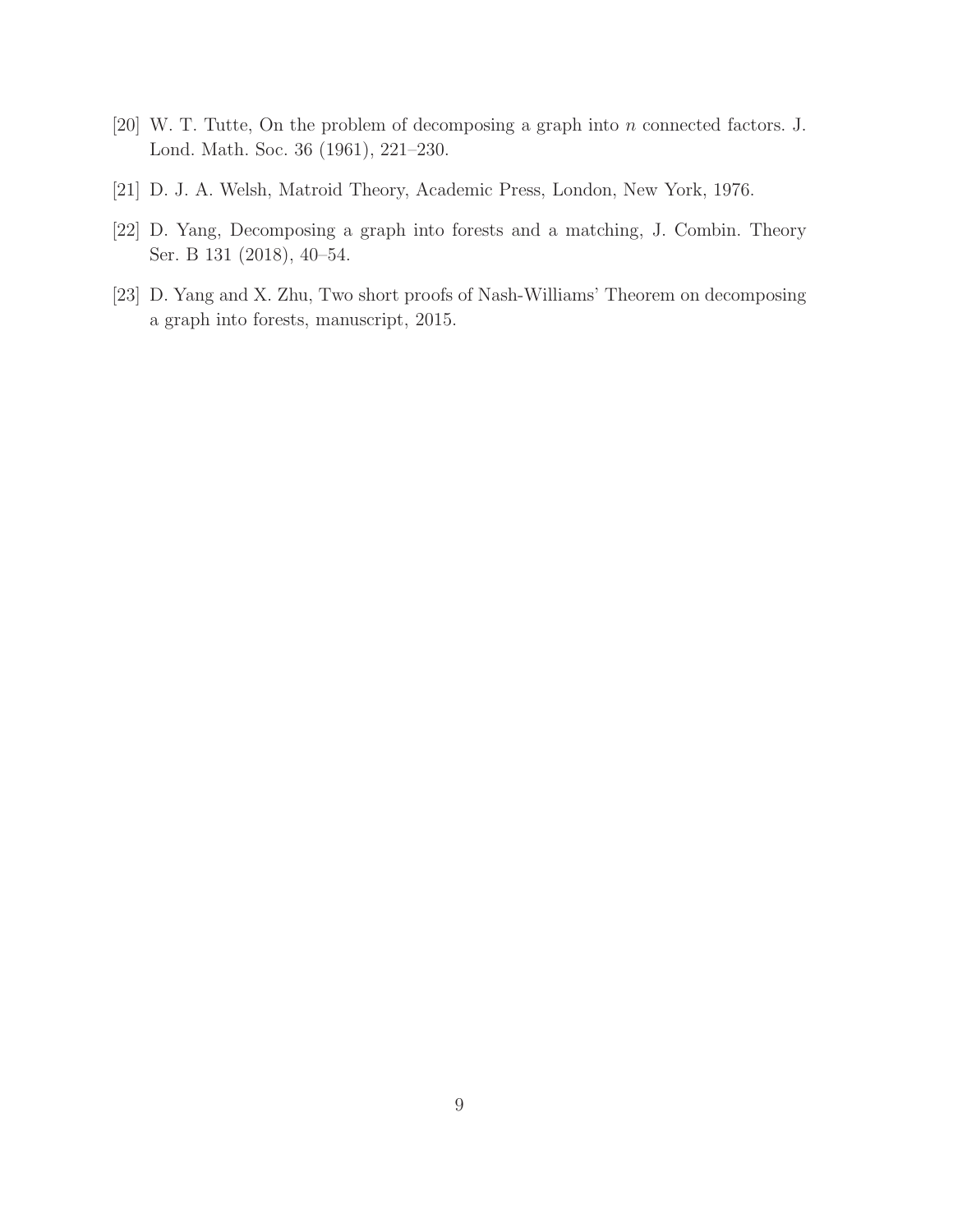[20] W. T. Tutte, On the problem of decomposing a graph into $n$ connected factors. J. Lond. Math. Soc. 36 (1961), 221–230.

[21] D. J. A. Welsh, Matroid Theory, Academic Press, London, New York, 1976.

[22] D. Yang, Decomposing a graph into forests and a matching, J. Combin. Theory Ser. B 131 (2018), 40–54.

[23] D. Yang and X. Zhu, Two short proofs of Nash-Williams' Theorem on decomposing a graph into forests, manuscript, 2015.